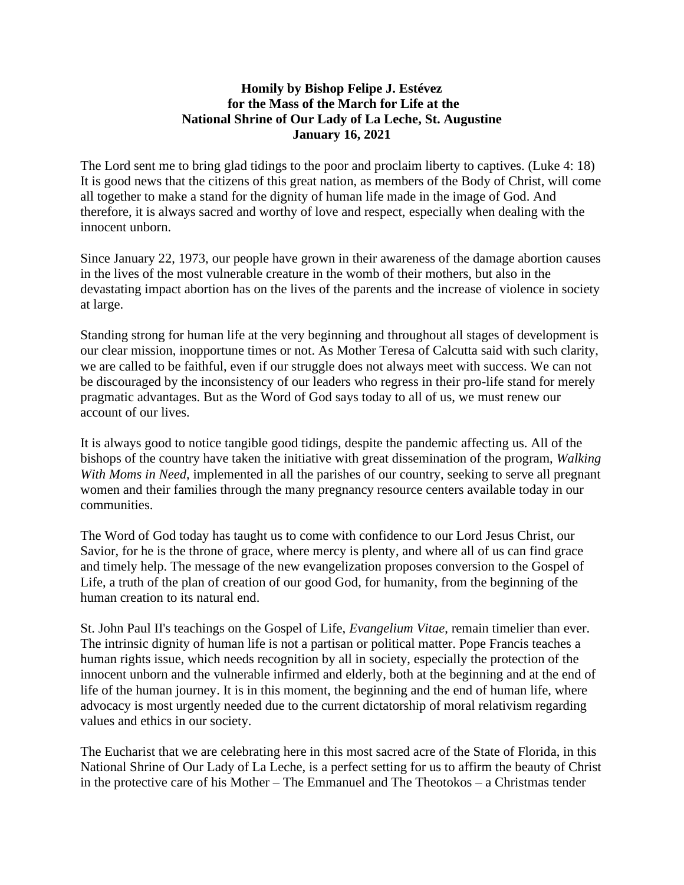**Homily by Bishop Felipe J. Estévez**
**for the Mass of the March for Life at the**
**National Shrine of Our Lady of La Leche, St. Augustine**
**January 16, 2021**

The Lord sent me to bring glad tidings to the poor and proclaim liberty to captives. (Luke 4: 18) It is good news that the citizens of this great nation, as members of the Body of Christ, will come all together to make a stand for the dignity of human life made in the image of God. And therefore, it is always sacred and worthy of love and respect, especially when dealing with the innocent unborn.

Since January 22, 1973, our people have grown in their awareness of the damage abortion causes in the lives of the most vulnerable creature in the womb of their mothers, but also in the devastating impact abortion has on the lives of the parents and the increase of violence in society at large.

Standing strong for human life at the very beginning and throughout all stages of development is our clear mission, inopportune times or not. As Mother Teresa of Calcutta said with such clarity, we are called to be faithful, even if our struggle does not always meet with success. We can not be discouraged by the inconsistency of our leaders who regress in their pro-life stand for merely pragmatic advantages. But as the Word of God says today to all of us, we must renew our account of our lives.

It is always good to notice tangible good tidings, despite the pandemic affecting us. All of the bishops of the country have taken the initiative with great dissemination of the program, *Walking With Moms in Need*, implemented in all the parishes of our country, seeking to serve all pregnant women and their families through the many pregnancy resource centers available today in our communities.

The Word of God today has taught us to come with confidence to our Lord Jesus Christ, our Savior, for he is the throne of grace, where mercy is plenty, and where all of us can find grace and timely help. The message of the new evangelization proposes conversion to the Gospel of Life, a truth of the plan of creation of our good God, for humanity, from the beginning of the human creation to its natural end.

St. John Paul II's teachings on the Gospel of Life, *Evangelium Vitae*, remain timelier than ever. The intrinsic dignity of human life is not a partisan or political matter. Pope Francis teaches a human rights issue, which needs recognition by all in society, especially the protection of the innocent unborn and the vulnerable infirmed and elderly, both at the beginning and at the end of life of the human journey. It is in this moment, the beginning and the end of human life, where advocacy is most urgently needed due to the current dictatorship of moral relativism regarding values and ethics in our society.

The Eucharist that we are celebrating here in this most sacred acre of the State of Florida, in this National Shrine of Our Lady of La Leche, is a perfect setting for us to affirm the beauty of Christ in the protective care of his Mother – The Emmanuel and The Theotokos – a Christmas tender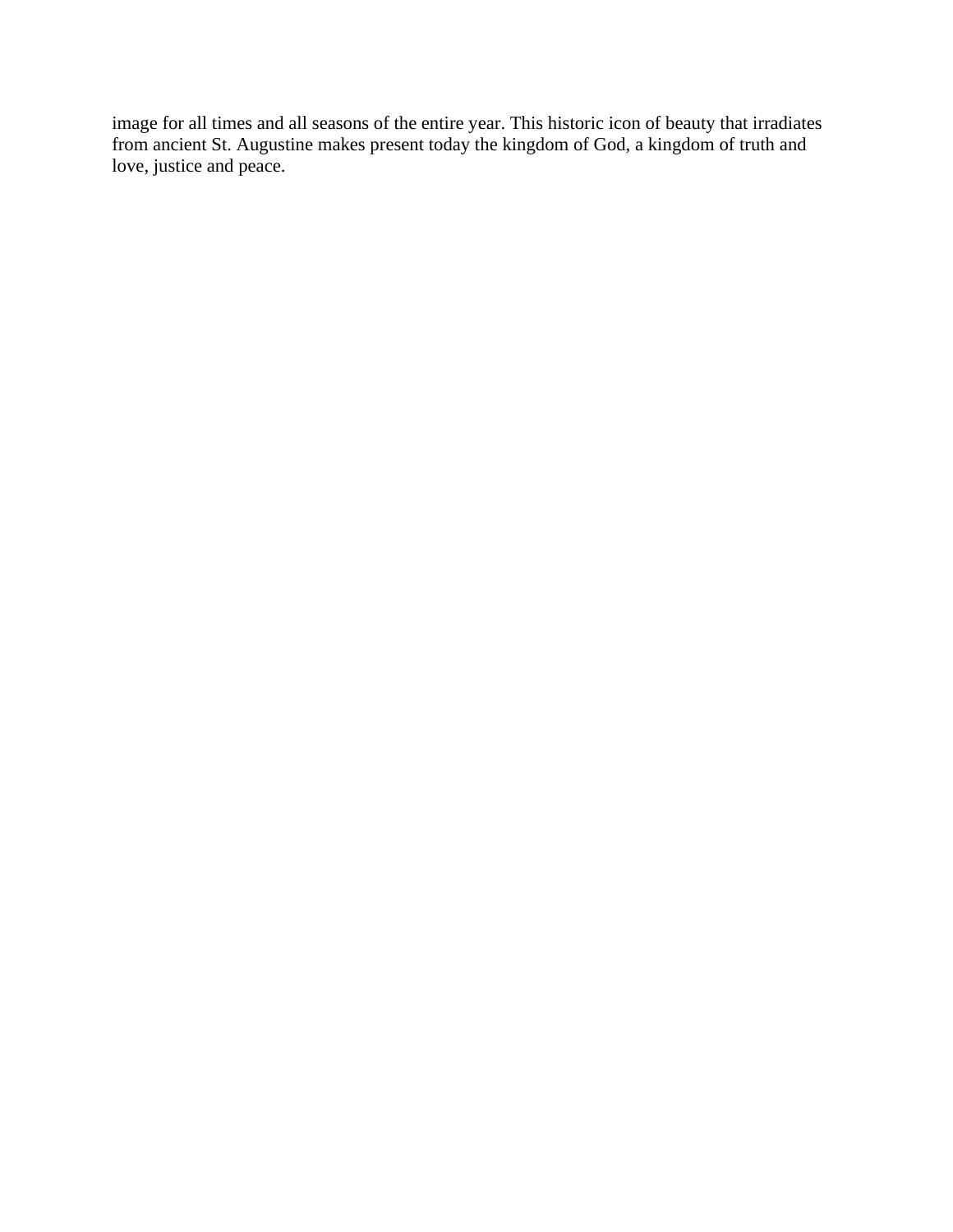image for all times and all seasons of the entire year. This historic icon of beauty that irradiates from ancient St. Augustine makes present today the kingdom of God, a kingdom of truth and love, justice and peace.